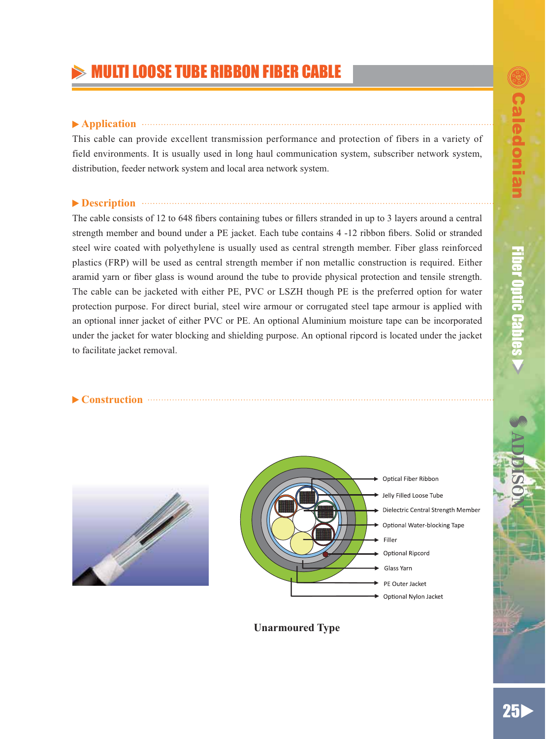# MULTI LOOSE TUBE RIBBON FIBER CABLE

## Application

This cable can provide excellent transmission performance and protection of fibers in a variety of field environments. It is usually used in long haul communication system, subscriber network system, distribution, feeder network system and local area network system.

## Description

The cable consists of 12 to 648 fibers containing tubes or fillers stranded in up to 3 layers around a central strength member and bound under a PE jacket. Each tube contains 4 -12 ribbon fibers. Solid or stranded steel wire coated with polyethylene is usually used as central strength member. Fiber glass reinforced plastics (FRP) will be used as central strength member if non metallic construction is required. Either aramid yarn or fiber glass is wound around the tube to provide physical protection and tensile strength. The cable can be jacketed with either PE, PVC or LSZH though PE is the preferred option for water protection purpose. For direct burial, steel wire armour or corrugated steel tape armour is applied with an optional inner jacket of either PVC or PE. An optional Aluminium moisture tape can be incorporated under the jacket for water blocking and shielding purpose. An optional ripcord is located under the jacket to facilitate jacket removal.

## Construction

- Optical Fiber Ribbon
- Jelly Filled Loose Tube
- Dielectric Central Strength Member
- Optional Water-blocking Tape
- Filler
- Optional Ripcord
- Glass Yarn
- PE Outer Jacket
- Optional Nylon Jacket

**Unarmoured Type**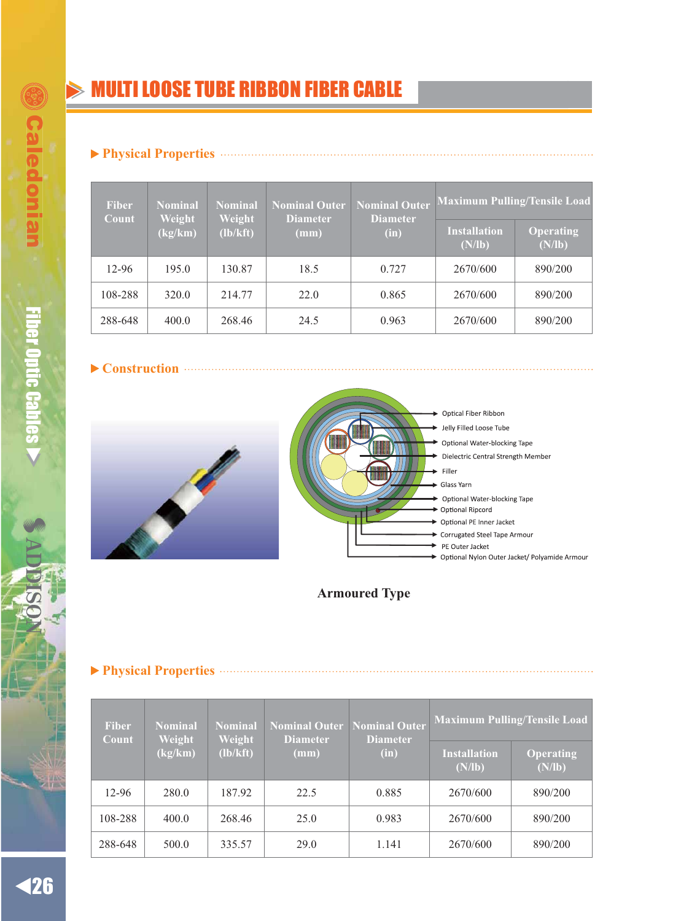# MULTI LOOSE TUBE RIBBON FIBER CABLE

## ▶ Physical Properties

| Fiber Count | Nominal Weight (kg/km) | Nominal Weight (lb/kft) | Nominal Outer Diameter (mm) | Nominal Outer Diameter (in) | Maximum Pulling/Tensile Load | |
|---|---|---|---|---|---|---|
| | | | | | Installation (N/lb) | Operating (N/lb) |
| 12-96 | 195.0 | 130.87 | 18.5 | 0.727 | 2670/600 | 890/200 |
| 108-288 | 320.0 | 214.77 | 22.0 | 0.865 | 2670/600 | 890/200 |
| 288-648 | 400.0 | 268.46 | 24.5 | 0.963 | 2670/600 | 890/200 |

## ▶ Construction

- Optical Fiber Ribbon
- Jelly Filled Loose Tube
- Optional Water-blocking Tape
- Dielectric Central Strength Member
- Filler
- Glass Yarn
- Optional Water-blocking Tape
- Optional Ripcord
- Optional PE Inner Jacket
- Corrugated Steel Tape Armour
- PE Outer Jacket
- Optional Nylon Outer Jacket/ Polyamide Armour

**Armoured Type**

## ▶ Physical Properties

| Fiber Count | Nominal Weight (kg/km) | Nominal Weight (lb/kft) | Nominal Outer Diameter (mm) | Nominal Outer Diameter (in) | Maximum Pulling/Tensile Load | |
|---|---|---|---|---|---|---|
| | | | | | Installation (N/lb) | Operating (N/lb) |
| 12-96 | 280.0 | 187.92 | 22.5 | 0.885 | 2670/600 | 890/200 |
| 108-288 | 400.0 | 268.46 | 25.0 | 0.983 | 2670/600 | 890/200 |
| 288-648 | 500.0 | 335.57 | 29.0 | 1.141 | 2670/600 | 890/200 |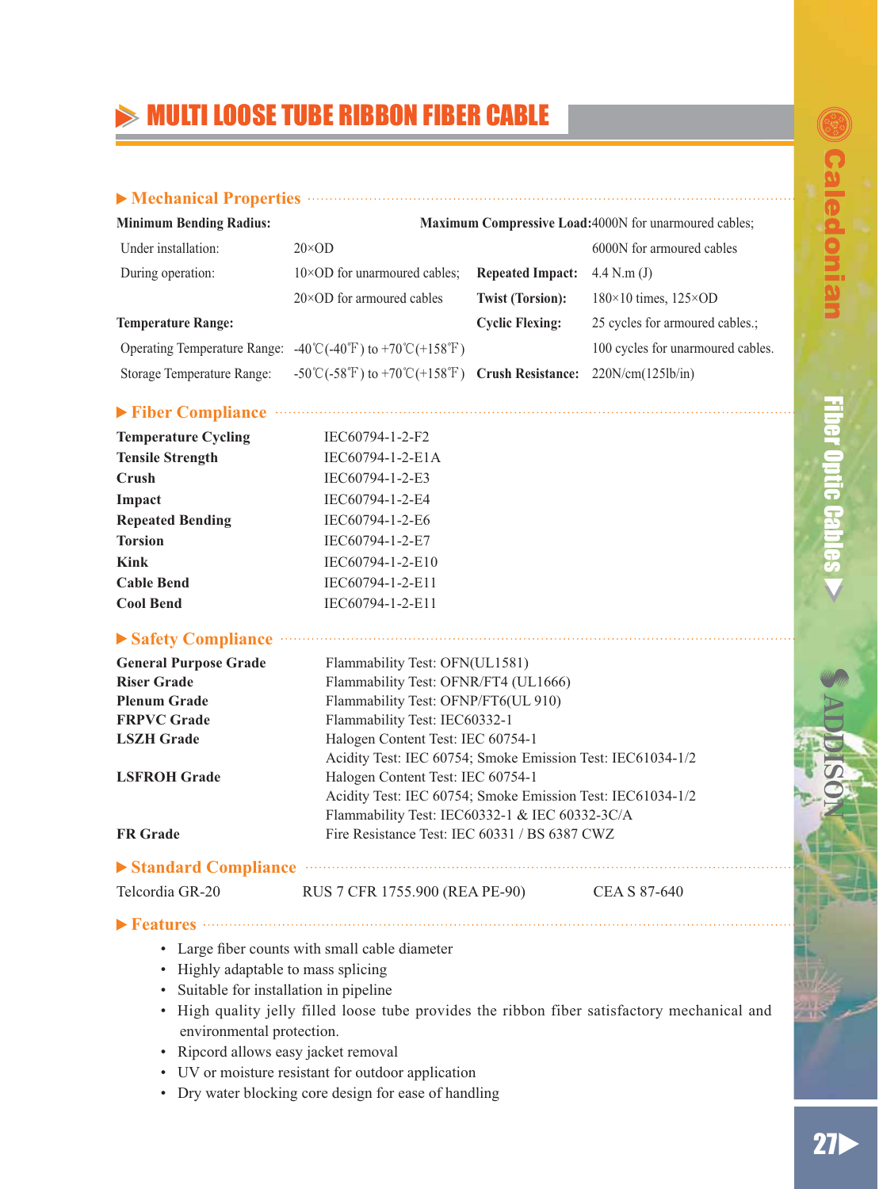# MULTI LOOSE TUBE RIBBON FIBER CABLE

## Mechanical Properties

| | | | |
|---|---|---|---|
| **Minimum Bending Radius:** | | **Maximum Compressive Load:** | 4000N for unarmoured cables; |
| Under installation: | 20×OD | | 6000N for armoured cables |
| During operation: | 10×OD for unarmoured cables; | **Repeated Impact:** | 4.4 N.m (J) |
| | 20×OD for armoured cables | **Twist (Torsion):** | 180×10 times, 125×OD |
| **Temperature Range:** | | **Cyclic Flexing:** | 25 cycles for armoured cables.; |
| Operating Temperature Range: | -40℃(-40℉) to +70℃(+158℉) | | 100 cycles for unarmoured cables. |
| Storage Temperature Range: | -50℃(-58℉) to +70℃(+158℉) | **Crush Resistance:** | 220N/cm(125lb/in) |

## Fiber Compliance

| | |
|---|---|
| **Temperature Cycling** | IEC60794-1-2-F2 |
| **Tensile Strength** | IEC60794-1-2-E1A |
| **Crush** | IEC60794-1-2-E3 |
| **Impact** | IEC60794-1-2-E4 |
| **Repeated Bending** | IEC60794-1-2-E6 |
| **Torsion** | IEC60794-1-2-E7 |
| **Kink** | IEC60794-1-2-E10 |
| **Cable Bend** | IEC60794-1-2-E11 |
| **Cool Bend** | IEC60794-1-2-E11 |

## Safety Compliance

| | |
|---|---|
| **General Purpose Grade** | Flammability Test: OFN(UL1581) |
| **Riser Grade** | Flammability Test: OFNR/FT4 (UL1666) |
| **Plenum Grade** | Flammability Test: OFNP/FT6(UL 910) |
| **FRPVC Grade** | Flammability Test: IEC60332-1 |
| **LSZH Grade** | Halogen Content Test: IEC 60754-1<br>Acidity Test: IEC 60754; Smoke Emission Test: IEC61034-1/2 |
| **LSFROH Grade** | Halogen Content Test: IEC 60754-1<br>Acidity Test: IEC 60754; Smoke Emission Test: IEC61034-1/2<br>Flammability Test: IEC60332-1 & IEC 60332-3C/A |
| **FR Grade** | Fire Resistance Test: IEC 60331 / BS 6387 CWZ |

## Standard Compliance

Telcordia GR-20 　　 RUS 7 CFR 1755.900 (REA PE-90) 　　 CEA S 87-640

## Features

- Large fiber counts with small cable diameter
- Highly adaptable to mass splicing
- Suitable for installation in pipeline
- High quality jelly filled loose tube provides the ribbon fiber satisfactory mechanical and environmental protection.
- Ripcord allows easy jacket removal
- UV or moisture resistant for outdoor application
- Dry water blocking core design for ease of handling